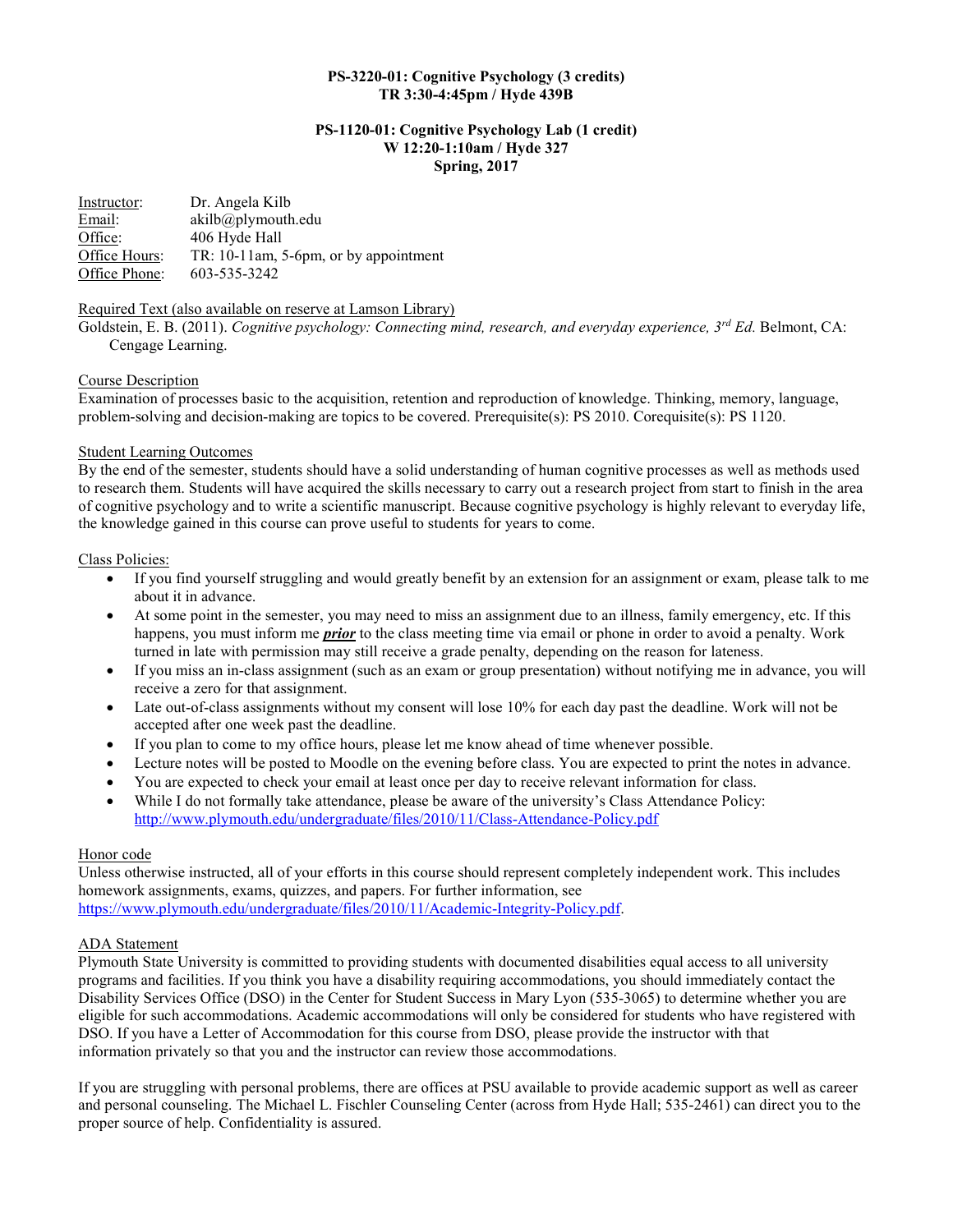**PS-3220-01: Cognitive Psychology (3 credits)**
**TR 3:30-4:45pm / Hyde 439B**

**PS-1120-01: Cognitive Psychology Lab (1 credit)**
**W 12:20-1:10am / Hyde 327**
**Spring, 2017**

| | |
|---|---|
| Instructor: | Dr. Angela Kilb |
| Email: | akilb@plymouth.edu |
| Office: | 406 Hyde Hall |
| Office Hours: | TR: 10-11am, 5-6pm, or by appointment |
| Office Phone: | 603-535-3242 |

Required Text (also available on reserve at Lamson Library)

Goldstein, E. B. (2011). *Cognitive psychology: Connecting mind, research, and everyday experience, 3rd Ed.* Belmont, CA: Cengage Learning.

Course Description

Examination of processes basic to the acquisition, retention and reproduction of knowledge. Thinking, memory, language, problem-solving and decision-making are topics to be covered. Prerequisite(s): PS 2010. Corequisite(s): PS 1120.

Student Learning Outcomes

By the end of the semester, students should have a solid understanding of human cognitive processes as well as methods used to research them. Students will have acquired the skills necessary to carry out a research project from start to finish in the area of cognitive psychology and to write a scientific manuscript. Because cognitive psychology is highly relevant to everyday life, the knowledge gained in this course can prove useful to students for years to come.

Class Policies:

- If you find yourself struggling and would greatly benefit by an extension for an assignment or exam, please talk to me about it in advance.
- At some point in the semester, you may need to miss an assignment due to an illness, family emergency, etc. If this happens, you must inform me ***prior*** to the class meeting time via email or phone in order to avoid a penalty. Work turned in late with permission may still receive a grade penalty, depending on the reason for lateness.
- If you miss an in-class assignment (such as an exam or group presentation) without notifying me in advance, you will receive a zero for that assignment.
- Late out-of-class assignments without my consent will lose 10% for each day past the deadline. Work will not be accepted after one week past the deadline.
- If you plan to come to my office hours, please let me know ahead of time whenever possible.
- Lecture notes will be posted to Moodle on the evening before class. You are expected to print the notes in advance.
- You are expected to check your email at least once per day to receive relevant information for class.
- While I do not formally take attendance, please be aware of the university's Class Attendance Policy: http://www.plymouth.edu/undergraduate/files/2010/11/Class-Attendance-Policy.pdf

Honor code

Unless otherwise instructed, all of your efforts in this course should represent completely independent work. This includes homework assignments, exams, quizzes, and papers. For further information, see https://www.plymouth.edu/undergraduate/files/2010/11/Academic-Integrity-Policy.pdf.

ADA Statement

Plymouth State University is committed to providing students with documented disabilities equal access to all university programs and facilities. If you think you have a disability requiring accommodations, you should immediately contact the Disability Services Office (DSO) in the Center for Student Success in Mary Lyon (535-3065) to determine whether you are eligible for such accommodations. Academic accommodations will only be considered for students who have registered with DSO. If you have a Letter of Accommodation for this course from DSO, please provide the instructor with that information privately so that you and the instructor can review those accommodations.

If you are struggling with personal problems, there are offices at PSU available to provide academic support as well as career and personal counseling. The Michael L. Fischler Counseling Center (across from Hyde Hall; 535-2461) can direct you to the proper source of help. Confidentiality is assured.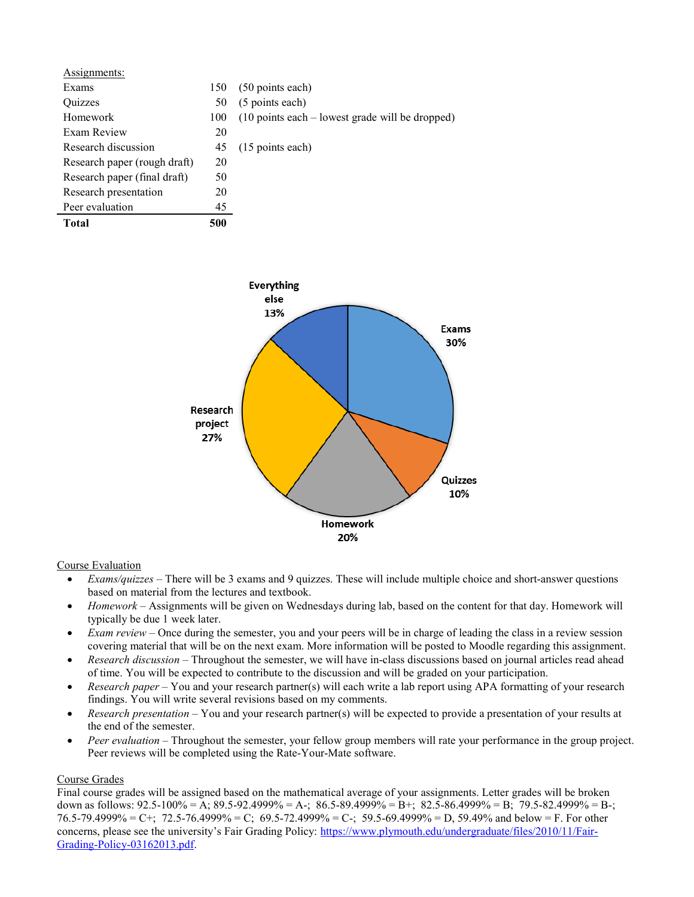Assignments:

| Assignment | Points | |
|---|---|---|
| Exams | 150 | (50 points each) |
| Quizzes | 50 | (5 points each) |
| Homework | 100 | (10 points each – lowest grade will be dropped) |
| Exam Review | 20 | |
| Research discussion | 45 | (15 points each) |
| Research paper (rough draft) | 20 | |
| Research paper (final draft) | 50 | |
| Research presentation | 20 | |
| Peer evaluation | 45 | |
| **Total** | **500** | |

Everything else 13%
Exams 30%
Quizzes 10%
Homework 20%
Research project 27%

Course Evaluation

- *Exams/quizzes* – There will be 3 exams and 9 quizzes. These will include multiple choice and short-answer questions based on material from the lectures and textbook.
- *Homework* – Assignments will be given on Wednesdays during lab, based on the content for that day. Homework will typically be due 1 week later.
- *Exam review* – Once during the semester, you and your peers will be in charge of leading the class in a review session covering material that will be on the next exam. More information will be posted to Moodle regarding this assignment.
- *Research discussion* – Throughout the semester, we will have in-class discussions based on journal articles read ahead of time. You will be expected to contribute to the discussion and will be graded on your participation.
- *Research paper* – You and your research partner(s) will each write a lab report using APA formatting of your research findings. You will write several revisions based on my comments.
- *Research presentation* – You and your research partner(s) will be expected to provide a presentation of your results at the end of the semester.
- *Peer evaluation* – Throughout the semester, your fellow group members will rate your performance in the group project. Peer reviews will be completed using the Rate-Your-Mate software.

Course Grades

Final course grades will be assigned based on the mathematical average of your assignments. Letter grades will be broken down as follows: 92.5-100% = A; 89.5-92.4999% = A-; 86.5-89.4999% = B+; 82.5-86.4999% = B; 79.5-82.4999% = B-; 76.5-79.4999% = C+; 72.5-76.4999% = C; 69.5-72.4999% = C-; 59.5-69.4999% = D, 59.49% and below = F. For other concerns, please see the university's Fair Grading Policy: [https://www.plymouth.edu/undergraduate/files/2010/11/Fair-Grading-Policy-03162013.pdf](https://www.plymouth.edu/undergraduate/files/2010/11/Fair-Grading-Policy-03162013.pdf).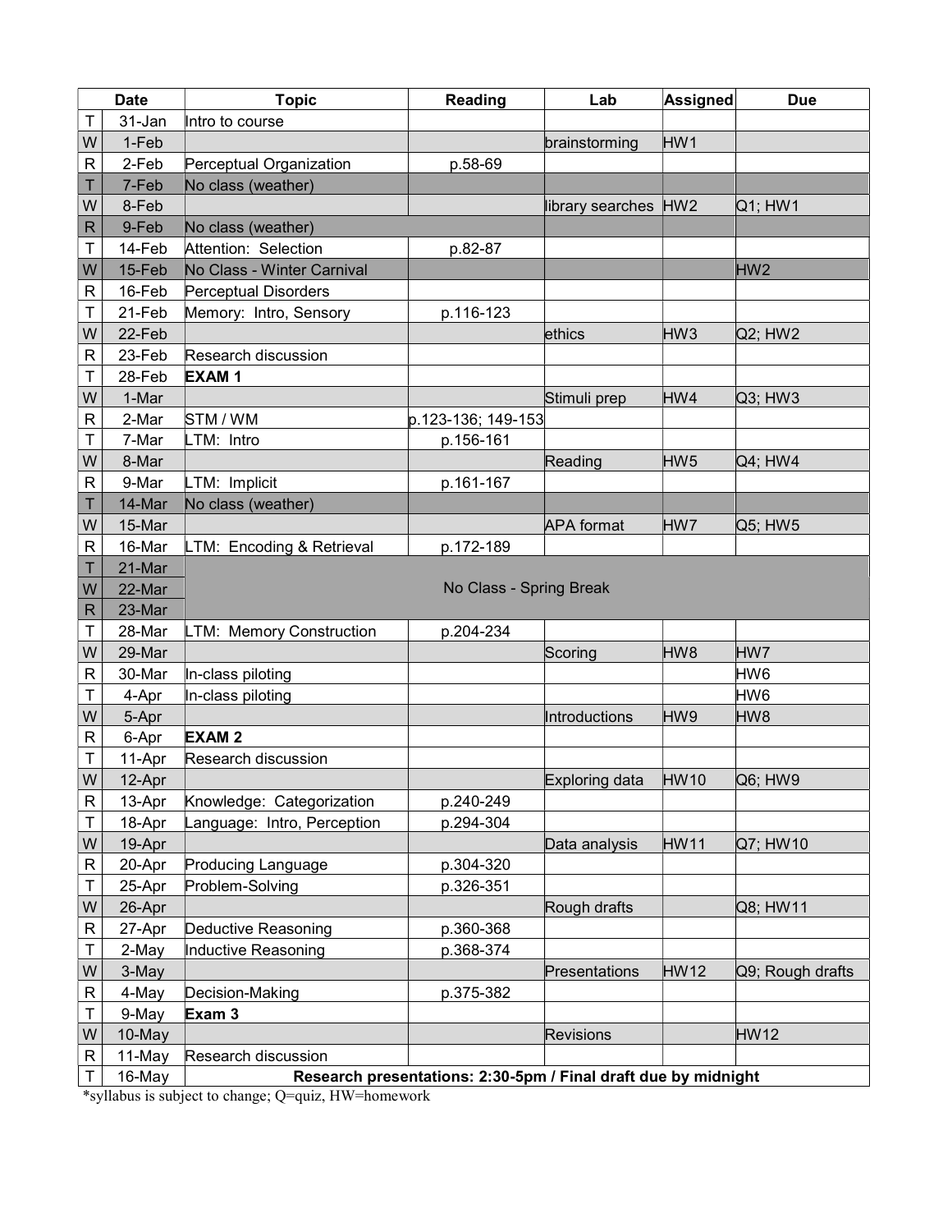| Date | | Topic | Reading | Lab | Assigned | Due |
|---|---|---|---|---|---|---|
| T | 31-Jan | Intro to course | | | | |
| W | 1-Feb | | | brainstorming | HW1 | |
| R | 2-Feb | Perceptual Organization | p.58-69 | | | |
| T | 7-Feb | No class (weather) | | | | |
| W | 8-Feb | | | library searches | HW2 | Q1; HW1 |
| R | 9-Feb | No class (weather) | | | | |
| T | 14-Feb | Attention: Selection | p.82-87 | | | |
| W | 15-Feb | No Class - Winter Carnival | | | | HW2 |
| R | 16-Feb | Perceptual Disorders | | | | |
| T | 21-Feb | Memory: Intro, Sensory | p.116-123 | | | |
| W | 22-Feb | | | ethics | HW3 | Q2; HW2 |
| R | 23-Feb | Research discussion | | | | |
| T | 28-Feb | **EXAM 1** | | | | |
| W | 1-Mar | | | Stimuli prep | HW4 | Q3; HW3 |
| R | 2-Mar | STM / WM | p.123-136; 149-153 | | | |
| T | 7-Mar | LTM: Intro | p.156-161 | | | |
| W | 8-Mar | | | Reading | HW5 | Q4; HW4 |
| R | 9-Mar | LTM: Implicit | p.161-167 | | | |
| T | 14-Mar | No class (weather) | | | | |
| W | 15-Mar | | | APA format | HW7 | Q5; HW5 |
| R | 16-Mar | LTM: Encoding & Retrieval | p.172-189 | | | |
| T | 21-Mar | No Class - Spring Break | | | | |
| W | 22-Mar | | | | | |
| R | 23-Mar | | | | | |
| T | 28-Mar | LTM: Memory Construction | p.204-234 | | | |
| W | 29-Mar | | | Scoring | HW8 | HW7 |
| R | 30-Mar | In-class piloting | | | | HW6 |
| T | 4-Apr | In-class piloting | | | | HW6 |
| W | 5-Apr | | | Introductions | HW9 | HW8 |
| R | 6-Apr | **EXAM 2** | | | | |
| T | 11-Apr | Research discussion | | | | |
| W | 12-Apr | | | Exploring data | HW10 | Q6; HW9 |
| R | 13-Apr | Knowledge: Categorization | p.240-249 | | | |
| T | 18-Apr | Language: Intro, Perception | p.294-304 | | | |
| W | 19-Apr | | | Data analysis | HW11 | Q7; HW10 |
| R | 20-Apr | Producing Language | p.304-320 | | | |
| T | 25-Apr | Problem-Solving | p.326-351 | | | |
| W | 26-Apr | | | Rough drafts | | Q8; HW11 |
| R | 27-Apr | Deductive Reasoning | p.360-368 | | | |
| T | 2-May | Inductive Reasoning | p.368-374 | | | |
| W | 3-May | | | Presentations | HW12 | Q9; Rough drafts |
| R | 4-May | Decision-Making | p.375-382 | | | |
| T | 9-May | **Exam 3** | | | | |
| W | 10-May | | | Revisions | | HW12 |
| R | 11-May | Research discussion | | | | |
| T | 16-May | **Research presentations: 2:30-5pm / Final draft due by midnight** | | | | |

*syllabus is subject to change; Q=quiz, HW=homework